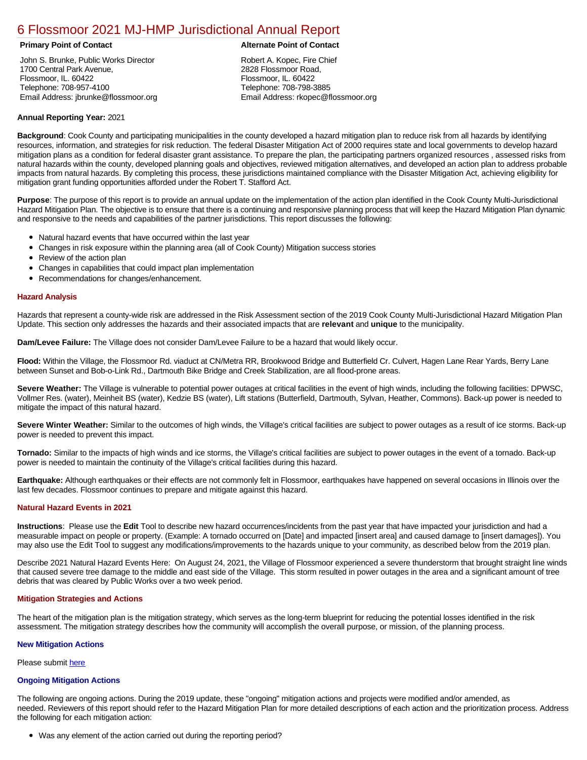# 6 Flossmoor 2021 MJ-HMP Jurisdictional Annual Report

**Primary Point of Contact**

John S. Brunke, Public Works Director
1700 Central Park Avenue,
Flossmoor, IL. 60422
Telephone: 708-957-4100
Email Address: jbrunke@flossmoor.org

**Alternate Point of Contact**

Robert A. Kopec, Fire Chief
2828 Flossmoor Road,
Flossmoor, IL. 60422
Telephone: 708-798-3885
Email Address: rkopec@flossmoor.org

**Annual Reporting Year:** 2021

**Background**: Cook County and participating municipalities in the county developed a hazard mitigation plan to reduce risk from all hazards by identifying resources, information, and strategies for risk reduction. The federal Disaster Mitigation Act of 2000 requires state and local governments to develop hazard mitigation plans as a condition for federal disaster grant assistance. To prepare the plan, the participating partners organized resources , assessed risks from natural hazards within the county, developed planning goals and objectives, reviewed mitigation alternatives, and developed an action plan to address probable impacts from natural hazards. By completing this process, these jurisdictions maintained compliance with the Disaster Mitigation Act, achieving eligibility for mitigation grant funding opportunities afforded under the Robert T. Stafford Act.

**Purpose**: The purpose of this report is to provide an annual update on the implementation of the action plan identified in the Cook County Multi-Jurisdictional Hazard Mitigation Plan. The objective is to ensure that there is a continuing and responsive planning process that will keep the Hazard Mitigation Plan dynamic and responsive to the needs and capabilities of the partner jurisdictions. This report discusses the following:

- Natural hazard events that have occurred within the last year
- Changes in risk exposure within the planning area (all of Cook County) Mitigation success stories
- Review of the action plan
- Changes in capabilities that could impact plan implementation
- Recommendations for changes/enhancement.

### Hazard Analysis

Hazards that represent a county-wide risk are addressed in the Risk Assessment section of the 2019 Cook County Multi-Jurisdictional Hazard Mitigation Plan Update. This section only addresses the hazards and their associated impacts that are **relevant** and **unique** to the municipality.

**Dam/Levee Failure:** The Village does not consider Dam/Levee Failure to be a hazard that would likely occur.

**Flood:** Within the Village, the Flossmoor Rd. viaduct at CN/Metra RR, Brookwood Bridge and Butterfield Cr. Culvert, Hagen Lane Rear Yards, Berry Lane between Sunset and Bob-o-Link Rd., Dartmouth Bike Bridge and Creek Stabilization, are all flood-prone areas.

**Severe Weather:** The Village is vulnerable to potential power outages at critical facilities in the event of high winds, including the following facilities: DPWSC, Vollmer Res. (water), Meinheit BS (water), Kedzie BS (water), Lift stations (Butterfield, Dartmouth, Sylvan, Heather, Commons). Back-up power is needed to mitigate the impact of this natural hazard.

**Severe Winter Weather:** Similar to the outcomes of high winds, the Village's critical facilities are subject to power outages as a result of ice storms. Back-up power is needed to prevent this impact.

**Tornado:** Similar to the impacts of high winds and ice storms, the Village's critical facilities are subject to power outages in the event of a tornado. Back-up power is needed to maintain the continuity of the Village's critical facilities during this hazard.

**Earthquake:** Although earthquakes or their effects are not commonly felt in Flossmoor, earthquakes have happened on several occasions in Illinois over the last few decades. Flossmoor continues to prepare and mitigate against this hazard.

### Natural Hazard Events in 2021

**Instructions**: Please use the **Edit** Tool to describe new hazard occurrences/incidents from the past year that have impacted your jurisdiction and had a measurable impact on people or property. (Example: A tornado occurred on [Date] and impacted [insert area] and caused damage to [insert damages]). You may also use the Edit Tool to suggest any modifications/improvements to the hazards unique to your community, as described below from the 2019 plan.

Describe 2021 Natural Hazard Events Here: On August 24, 2021, the Village of Flossmoor experienced a severe thunderstorm that brought straight line winds that caused severe tree damage to the middle and east side of the Village. This storm resulted in power outages in the area and a significant amount of tree debris that was cleared by Public Works over a two week period.

### Mitigation Strategies and Actions

The heart of the mitigation plan is the mitigation strategy, which serves as the long-term blueprint for reducing the potential losses identified in the risk assessment. The mitigation strategy describes how the community will accomplish the overall purpose, or mission, of the planning process.

#### New Mitigation Actions

Please submit here

#### Ongoing Mitigation Actions

The following are ongoing actions. During the 2019 update, these "ongoing" mitigation actions and projects were modified and/or amended, as needed. Reviewers of this report should refer to the Hazard Mitigation Plan for more detailed descriptions of each action and the prioritization process. Address the following for each mitigation action:

- Was any element of the action carried out during the reporting period?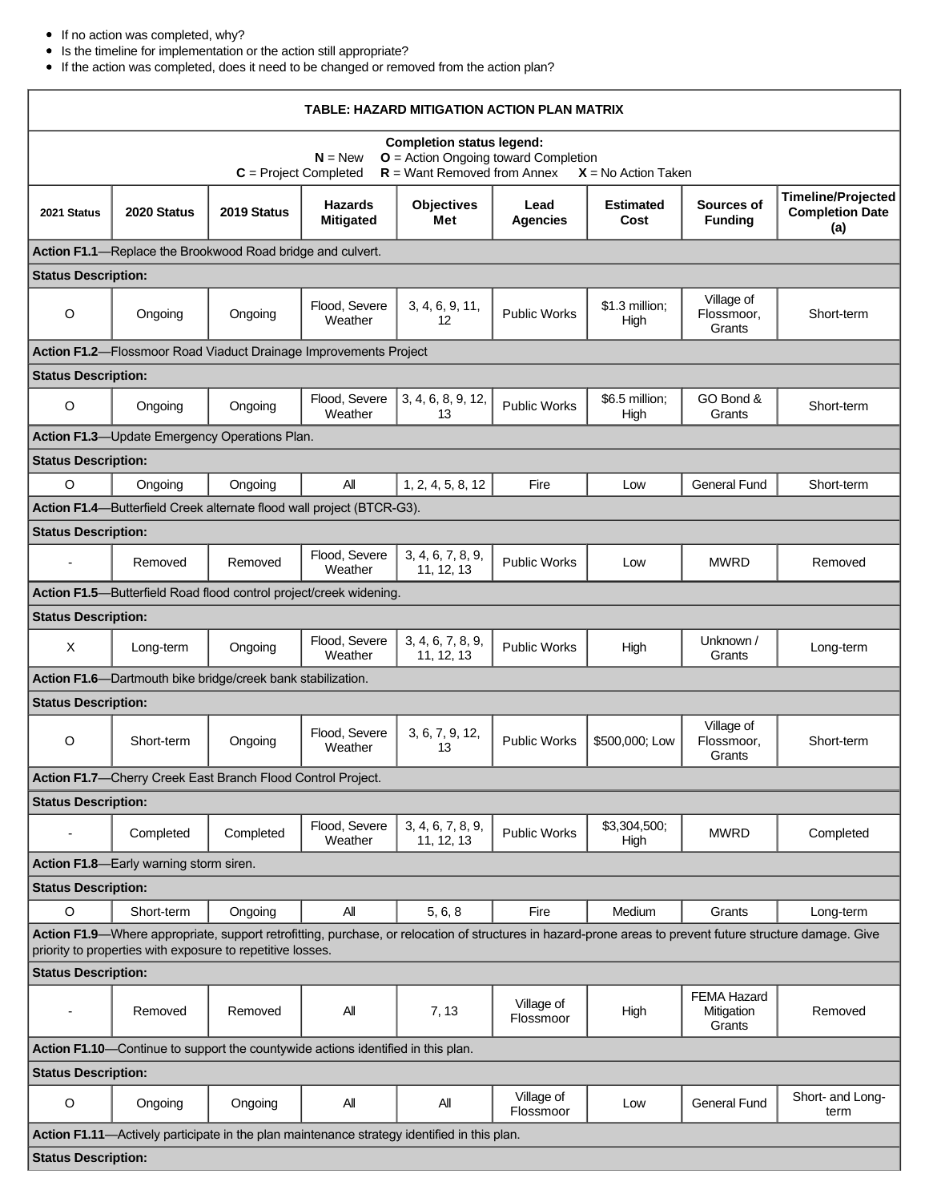- If no action was completed, why?
- Is the timeline for implementation or the action still appropriate?
- If the action was completed, does it need to be changed or removed from the action plan?

| TABLE: HAZARD MITIGATION ACTION PLAN MATRIX | | | | | | | | |
|---|---|---|---|---|---|---|---|---|
| **Completion status legend:** **N** = New **O** = Action Ongoing toward Completion **C** = Project Completed **R** = Want Removed from Annex **X** = No Action Taken | | | | | | | | |
| **2021 Status** | **2020 Status** | **2019 Status** | **Hazards Mitigated** | **Objectives Met** | **Lead Agencies** | **Estimated Cost** | **Sources of Funding** | **Timeline/Projected Completion Date (a)** |
| **Action F1.1**—Replace the Brookwood Road bridge and culvert. | | | | | | | | |
| **Status Description:** | | | | | | | | |
| O | Ongoing | Ongoing | Flood, Severe Weather | 3, 4, 6, 9, 11, 12 | Public Works | $1.3 million; High | Village of Flossmoor, Grants | Short-term |
| **Action F1.2**—Flossmoor Road Viaduct Drainage Improvements Project | | | | | | | | |
| **Status Description:** | | | | | | | | |
| O | Ongoing | Ongoing | Flood, Severe Weather | 3, 4, 6, 8, 9, 12, 13 | Public Works | $6.5 million; High | GO Bond & Grants | Short-term |
| **Action F1.3**—Update Emergency Operations Plan. | | | | | | | | |
| **Status Description:** | | | | | | | | |
| O | Ongoing | Ongoing | All | 1, 2, 4, 5, 8, 12 | Fire | Low | General Fund | Short-term |
| **Action F1.4**—Butterfield Creek alternate flood wall project (BTCR-G3). | | | | | | | | |
| **Status Description:** | | | | | | | | |
| - | Removed | Removed | Flood, Severe Weather | 3, 4, 6, 7, 8, 9, 11, 12, 13 | Public Works | Low | MWRD | Removed |
| **Action F1.5**—Butterfield Road flood control project/creek widening. | | | | | | | | |
| **Status Description:** | | | | | | | | |
| X | Long-term | Ongoing | Flood, Severe Weather | 3, 4, 6, 7, 8, 9, 11, 12, 13 | Public Works | High | Unknown / Grants | Long-term |
| **Action F1.6**—Dartmouth bike bridge/creek bank stabilization. | | | | | | | | |
| **Status Description:** | | | | | | | | |
| O | Short-term | Ongoing | Flood, Severe Weather | 3, 6, 7, 9, 12, 13 | Public Works | $500,000; Low | Village of Flossmoor, Grants | Short-term |
| **Action F1.7**—Cherry Creek East Branch Flood Control Project. | | | | | | | | |
| **Status Description:** | | | | | | | | |
| - | Completed | Completed | Flood, Severe Weather | 3, 4, 6, 7, 8, 9, 11, 12, 13 | Public Works | $3,304,500; High | MWRD | Completed |
| **Action F1.8**—Early warning storm siren. | | | | | | | | |
| **Status Description:** | | | | | | | | |
| O | Short-term | Ongoing | All | 5, 6, 8 | Fire | Medium | Grants | Long-term |
| **Action F1.9**—Where appropriate, support retrofitting, purchase, or relocation of structures in hazard-prone areas to prevent future structure damage. Give priority to properties with exposure to repetitive losses. | | | | | | | | |
| **Status Description:** | | | | | | | | |
| - | Removed | Removed | All | 7, 13 | Village of Flossmoor | High | FEMA Hazard Mitigation Grants | Removed |
| **Action F1.10**—Continue to support the countywide actions identified in this plan. | | | | | | | | |
| **Status Description:** | | | | | | | | |
| O | Ongoing | Ongoing | All | All | Village of Flossmoor | Low | General Fund | Short- and Long-term |
| **Action F1.11**—Actively participate in the plan maintenance strategy identified in this plan. | | | | | | | | |
| **Status Description:** | | | | | | | | |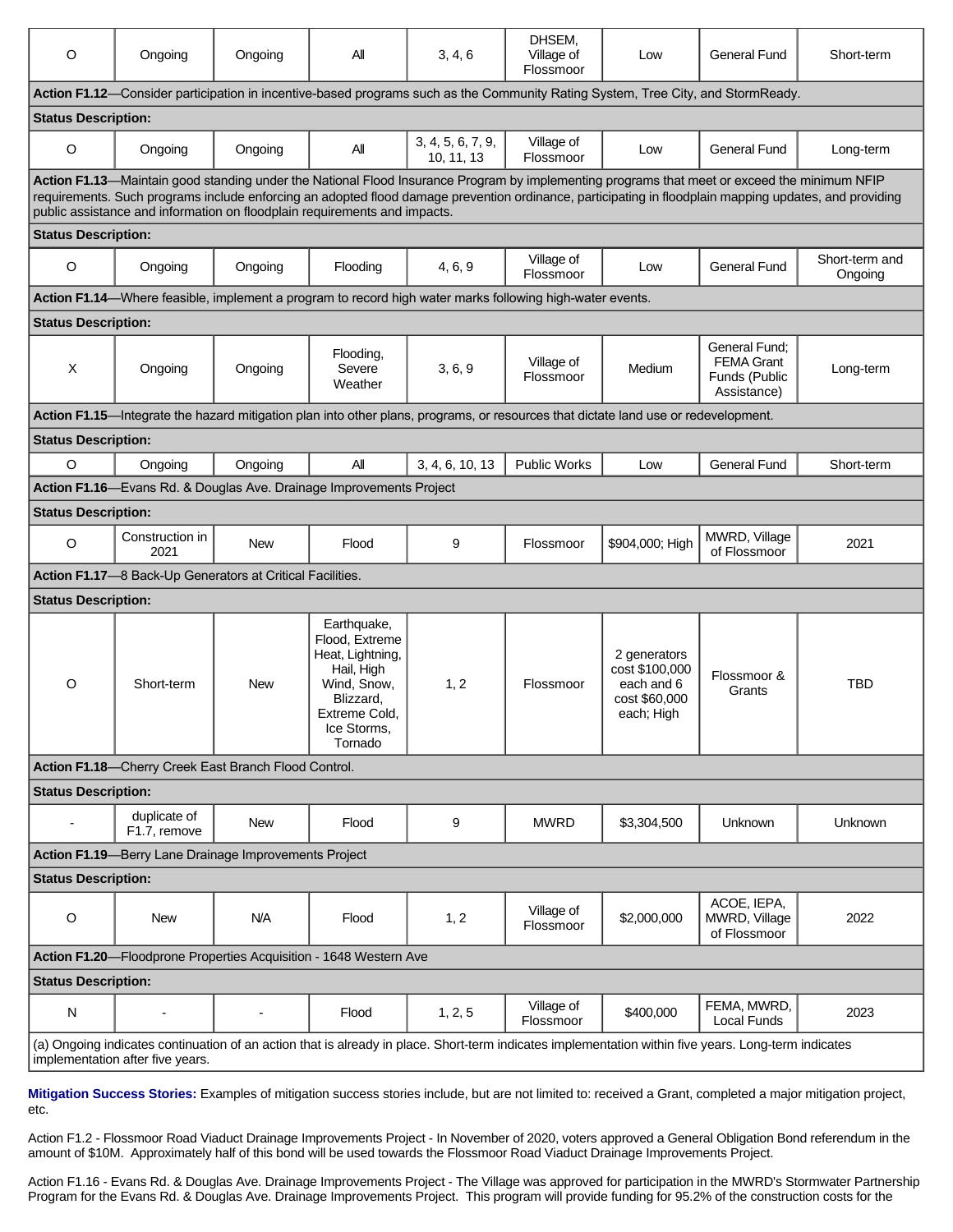| | | | | | | | | |
|---|---|---|---|---|---|---|---|---|
| O | Ongoing | Ongoing | All | 3, 4, 6 | DHSEM, Village of Flossmoor | Low | General Fund | Short-term |
| **Action F1.12**—Consider participation in incentive-based programs such as the Community Rating System, Tree City, and StormReady. | | | | | | | | |
| **Status Description:** | | | | | | | | |
| O | Ongoing | Ongoing | All | 3, 4, 5, 6, 7, 9, 10, 11, 13 | Village of Flossmoor | Low | General Fund | Long-term |
| **Action F1.13**—Maintain good standing under the National Flood Insurance Program by implementing programs that meet or exceed the minimum NFIP requirements. Such programs include enforcing an adopted flood damage prevention ordinance, participating in floodplain mapping updates, and providing public assistance and information on floodplain requirements and impacts. | | | | | | | | |
| **Status Description:** | | | | | | | | |
| O | Ongoing | Ongoing | Flooding | 4, 6, 9 | Village of Flossmoor | Low | General Fund | Short-term and Ongoing |
| **Action F1.14**—Where feasible, implement a program to record high water marks following high-water events. | | | | | | | | |
| **Status Description:** | | | | | | | | |
| X | Ongoing | Ongoing | Flooding, Severe Weather | 3, 6, 9 | Village of Flossmoor | Medium | General Fund; FEMA Grant Funds (Public Assistance) | Long-term |
| **Action F1.15**—Integrate the hazard mitigation plan into other plans, programs, or resources that dictate land use or redevelopment. | | | | | | | | |
| **Status Description:** | | | | | | | | |
| O | Ongoing | Ongoing | All | 3, 4, 6, 10, 13 | Public Works | Low | General Fund | Short-term |
| **Action F1.16**—Evans Rd. & Douglas Ave. Drainage Improvements Project | | | | | | | | |
| **Status Description:** | | | | | | | | |
| O | Construction in 2021 | New | Flood | 9 | Flossmoor | $904,000; High | MWRD, Village of Flossmoor | 2021 |
| **Action F1.17**—8 Back-Up Generators at Critical Facilities. | | | | | | | | |
| **Status Description:** | | | | | | | | |
| O | Short-term | New | Earthquake, Flood, Extreme Heat, Lightning, Hail, High Wind, Snow, Blizzard, Extreme Cold, Ice Storms, Tornado | 1, 2 | Flossmoor | 2 generators cost $100,000 each and 6 cost $60,000 each; High | Flossmoor & Grants | TBD |
| **Action F1.18**—Cherry Creek East Branch Flood Control. | | | | | | | | |
| **Status Description:** | | | | | | | | |
| - | duplicate of F1.7, remove | New | Flood | 9 | MWRD | $3,304,500 | Unknown | Unknown |
| **Action F1.19**—Berry Lane Drainage Improvements Project | | | | | | | | |
| **Status Description:** | | | | | | | | |
| O | New | N/A | Flood | 1, 2 | Village of Flossmoor | $2,000,000 | ACOE, IEPA, MWRD, Village of Flossmoor | 2022 |
| **Action F1.20**—Floodprone Properties Acquisition - 1648 Western Ave | | | | | | | | |
| **Status Description:** | | | | | | | | |
| N | - | - | Flood | 1, 2, 5 | Village of Flossmoor | $400,000 | FEMA, MWRD, Local Funds | 2023 |
| (a) Ongoing indicates continuation of an action that is already in place. Short-term indicates implementation within five years. Long-term indicates implementation after five years. | | | | | | | | |

**Mitigation Success Stories:** Examples of mitigation success stories include, but are not limited to: received a Grant, completed a major mitigation project, etc.

Action F1.2 - Flossmoor Road Viaduct Drainage Improvements Project - In November of 2020, voters approved a General Obligation Bond referendum in the amount of $10M. Approximately half of this bond will be used towards the Flossmoor Road Viaduct Drainage Improvements Project.

Action F1.16 - Evans Rd. & Douglas Ave. Drainage Improvements Project - The Village was approved for participation in the MWRD's Stormwater Partnership Program for the Evans Rd. & Douglas Ave. Drainage Improvements Project. This program will provide funding for 95.2% of the construction costs for the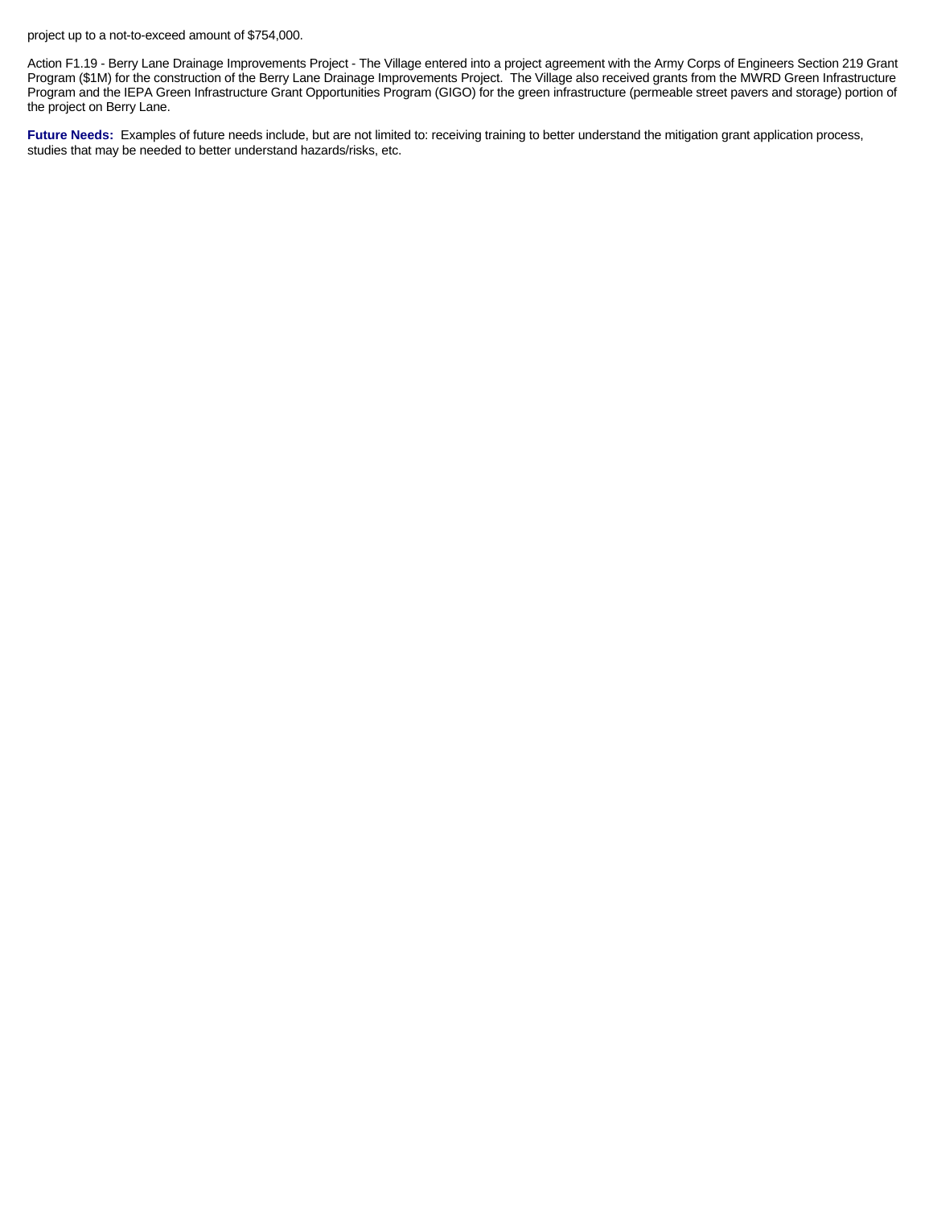project up to a not-to-exceed amount of $754,000.

Action F1.19 - Berry Lane Drainage Improvements Project - The Village entered into a project agreement with the Army Corps of Engineers Section 219 Grant Program ($1M) for the construction of the Berry Lane Drainage Improvements Project. The Village also received grants from the MWRD Green Infrastructure Program and the IEPA Green Infrastructure Grant Opportunities Program (GIGO) for the green infrastructure (permeable street pavers and storage) portion of the project on Berry Lane.

**Future Needs:** Examples of future needs include, but are not limited to: receiving training to better understand the mitigation grant application process, studies that may be needed to better understand hazards/risks, etc.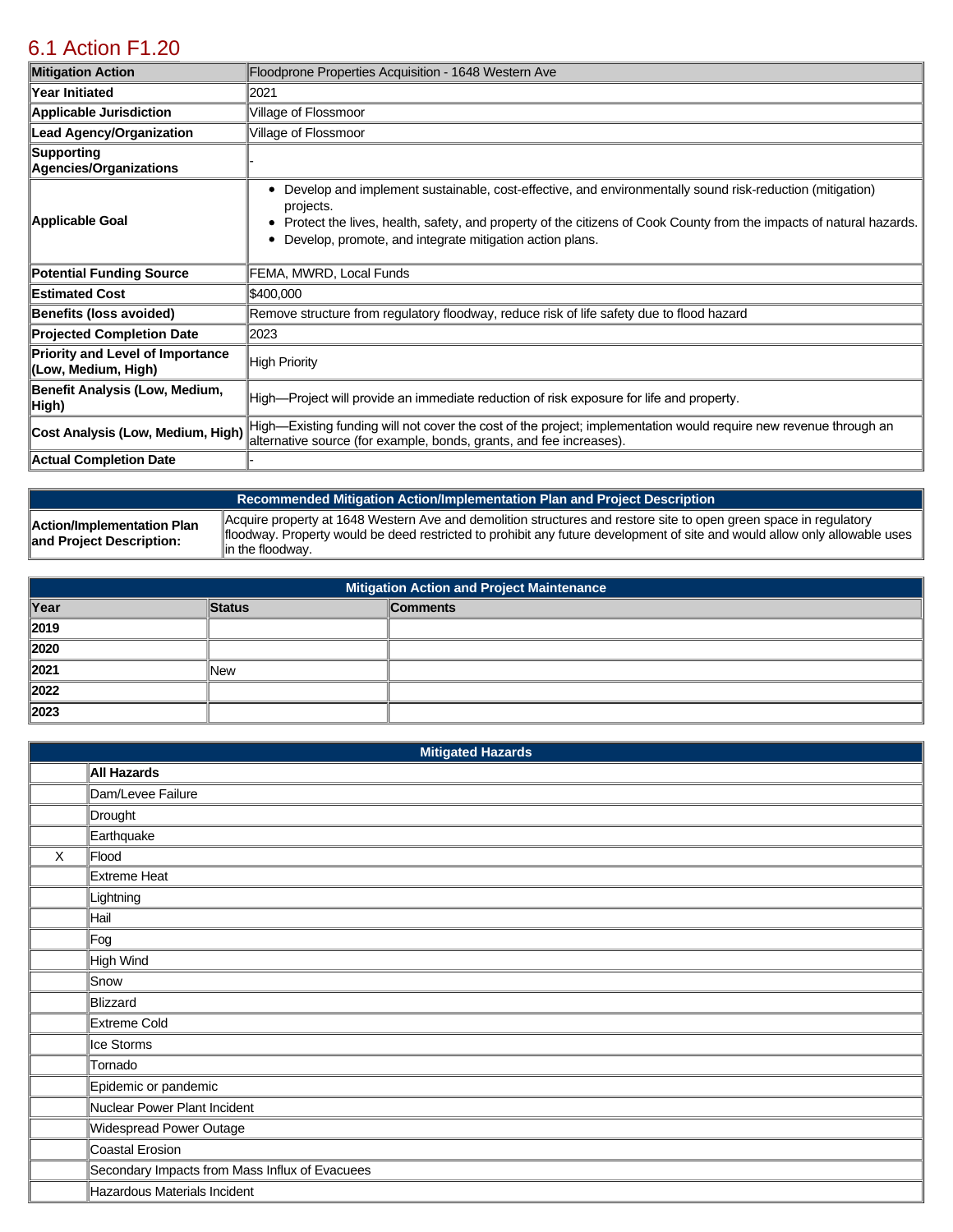## 6.1 Action F1.20

| | |
|---|---|
| **Mitigation Action** | Floodprone Properties Acquisition - 1648 Western Ave |
| **Year Initiated** | 2021 |
| **Applicable Jurisdiction** | Village of Flossmoor |
| **Lead Agency/Organization** | Village of Flossmoor |
| **Supporting Agencies/Organizations** | - |
| **Applicable Goal** | • Develop and implement sustainable, cost-effective, and environmentally sound risk-reduction (mitigation) projects. • Protect the lives, health, safety, and property of the citizens of Cook County from the impacts of natural hazards. • Develop, promote, and integrate mitigation action plans. |
| **Potential Funding Source** | FEMA, MWRD, Local Funds |
| **Estimated Cost** | $400,000 |
| **Benefits (loss avoided)** | Remove structure from regulatory floodway, reduce risk of life safety due to flood hazard |
| **Projected Completion Date** | 2023 |
| **Priority and Level of Importance (Low, Medium, High)** | High Priority |
| **Benefit Analysis (Low, Medium, High)** | High—Project will provide an immediate reduction of risk exposure for life and property. |
| **Cost Analysis (Low, Medium, High)** | High—Existing funding will not cover the cost of the project; implementation would require new revenue through an alternative source (for example, bonds, grants, and fee increases). |
| **Actual Completion Date** | - |

| Recommended Mitigation Action/Implementation Plan and Project Description | |
|---|---|
| **Action/Implementation Plan and Project Description:** | Acquire property at 1648 Western Ave and demolition structures and restore site to open green space in regulatory floodway. Property would be deed restricted to prohibit any future development of site and would allow only allowable uses in the floodway. |

**Mitigation Action and Project Maintenance**

| Year | Status | Comments |
|---|---|---|
| **2019** | | |
| **2020** | | |
| **2021** | New | |
| **2022** | | |
| **2023** | | |

**Mitigated Hazards**

| | |
|---|---|
| | **All Hazards** |
| | Dam/Levee Failure |
| | Drought |
| | Earthquake |
| X | Flood |
| | Extreme Heat |
| | Lightning |
| | Hail |
| | Fog |
| | High Wind |
| | Snow |
| | Blizzard |
| | Extreme Cold |
| | Ice Storms |
| | Tornado |
| | Epidemic or pandemic |
| | Nuclear Power Plant Incident |
| | Widespread Power Outage |
| | Coastal Erosion |
| | Secondary Impacts from Mass Influx of Evacuees |
| | Hazardous Materials Incident |